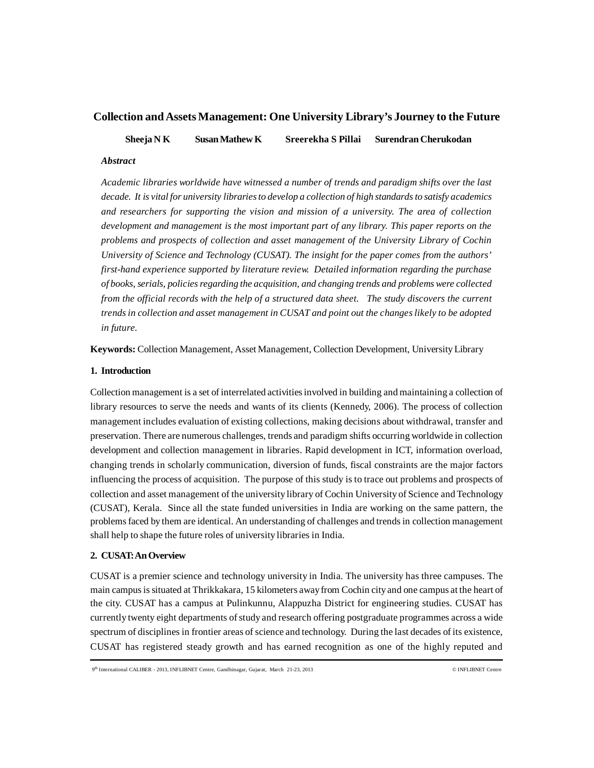# Collection and Assets Management: One University Library's Journey to the Future

**Sheeja N K** **Susan Mathew K** **Sreerekha S Pillai** **Surendran Cherukodan**

***Abstract***

*Academic libraries worldwide have witnessed a number of trends and paradigm shifts over the last decade. It is vital for university libraries to develop a collection of high standards to satisfy academics and researchers for supporting the vision and mission of a university. The area of collection development and management is the most important part of any library. This paper reports on the problems and prospects of collection and asset management of the University Library of Cochin University of Science and Technology (CUSAT). The insight for the paper comes from the authors' first-hand experience supported by literature review. Detailed information regarding the purchase of books, serials, policies regarding the acquisition, and changing trends and problems were collected from the official records with the help of a structured data sheet. The study discovers the current trends in collection and asset management in CUSAT and point out the changes likely to be adopted in future.*

**Keywords:** Collection Management, Asset Management, Collection Development, University Library

## 1. Introduction

Collection management is a set of interrelated activities involved in building and maintaining a collection of library resources to serve the needs and wants of its clients (Kennedy, 2006). The process of collection management includes evaluation of existing collections, making decisions about withdrawal, transfer and preservation. There are numerous challenges, trends and paradigm shifts occurring worldwide in collection development and collection management in libraries. Rapid development in ICT, information overload, changing trends in scholarly communication, diversion of funds, fiscal constraints are the major factors influencing the process of acquisition. The purpose of this study is to trace out problems and prospects of collection and asset management of the university library of Cochin University of Science and Technology (CUSAT), Kerala. Since all the state funded universities in India are working on the same pattern, the problems faced by them are identical. An understanding of challenges and trends in collection management shall help to shape the future roles of university libraries in India.

## 2. CUSAT: An Overview

CUSAT is a premier science and technology university in India. The university has three campuses. The main campus is situated at Thrikkakara, 15 kilometers away from Cochin city and one campus at the heart of the city. CUSAT has a campus at Pulinkunnu, Alappuzha District for engineering studies. CUSAT has currently twenty eight departments of study and research offering postgraduate programmes across a wide spectrum of disciplines in frontier areas of science and technology. During the last decades of its existence, CUSAT has registered steady growth and has earned recognition as one of the highly reputed and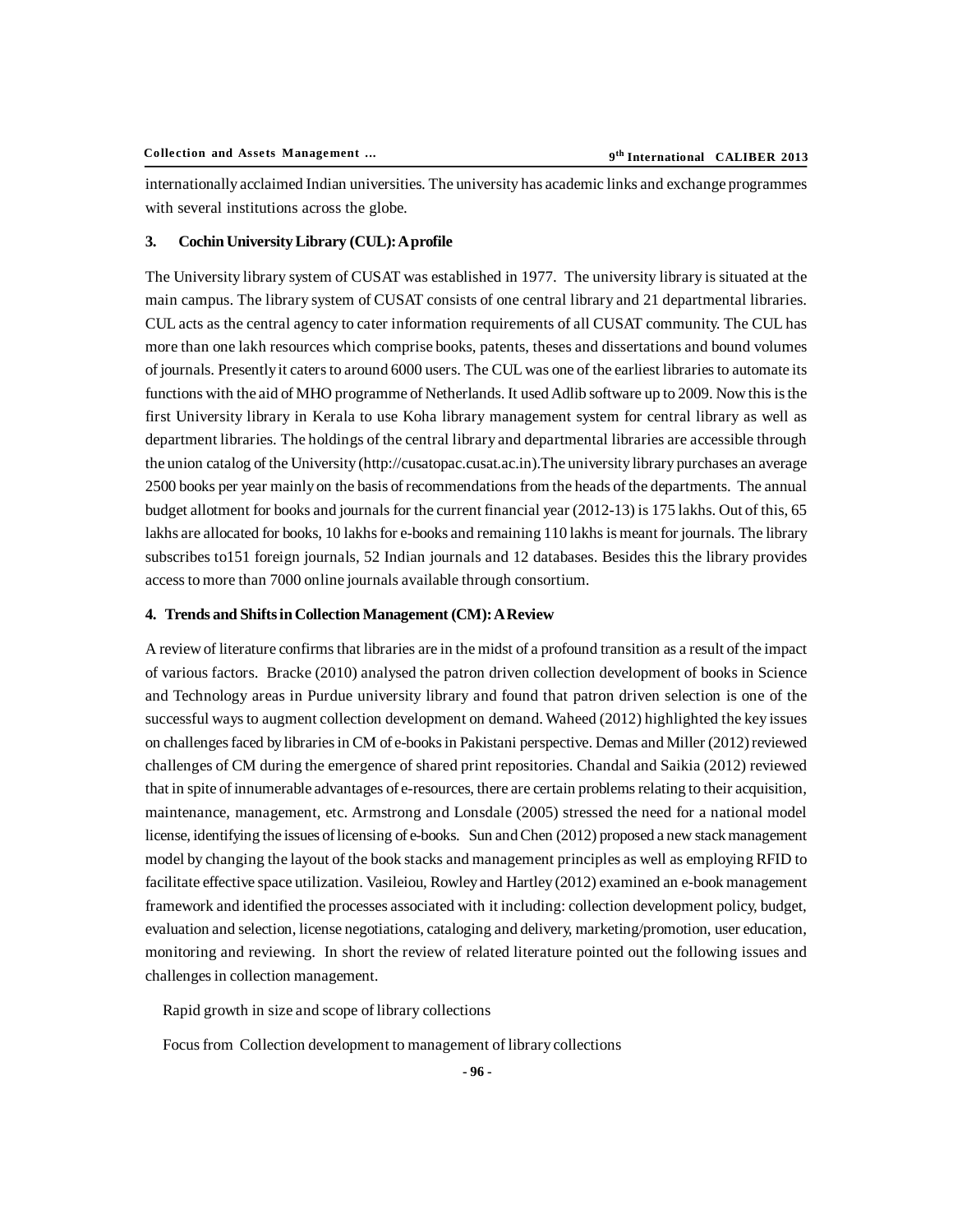internationally acclaimed Indian universities. The university has academic links and exchange programmes with several institutions across the globe.

## 3. Cochin University Library (CUL): A profile

The University library system of CUSAT was established in 1977. The university library is situated at the main campus. The library system of CUSAT consists of one central library and 21 departmental libraries. CUL acts as the central agency to cater information requirements of all CUSAT community. The CUL has more than one lakh resources which comprise books, patents, theses and dissertations and bound volumes of journals. Presently it caters to around 6000 users. The CUL was one of the earliest libraries to automate its functions with the aid of MHO programme of Netherlands. It used Adlib software up to 2009. Now this is the first University library in Kerala to use Koha library management system for central library as well as department libraries. The holdings of the central library and departmental libraries are accessible through the union catalog of the University (http://cusatopac.cusat.ac.in).The university library purchases an average 2500 books per year mainly on the basis of recommendations from the heads of the departments. The annual budget allotment for books and journals for the current financial year (2012-13) is 175 lakhs. Out of this, 65 lakhs are allocated for books, 10 lakhs for e-books and remaining 110 lakhs is meant for journals. The library subscribes to151 foreign journals, 52 Indian journals and 12 databases. Besides this the library provides access to more than 7000 online journals available through consortium.

## 4. Trends and Shifts in Collection Management (CM): A Review

A review of literature confirms that libraries are in the midst of a profound transition as a result of the impact of various factors. Bracke (2010) analysed the patron driven collection development of books in Science and Technology areas in Purdue university library and found that patron driven selection is one of the successful ways to augment collection development on demand. Waheed (2012) highlighted the key issues on challenges faced by libraries in CM of e-books in Pakistani perspective. Demas and Miller (2012) reviewed challenges of CM during the emergence of shared print repositories. Chandal and Saikia (2012) reviewed that in spite of innumerable advantages of e-resources, there are certain problems relating to their acquisition, maintenance, management, etc. Armstrong and Lonsdale (2005) stressed the need for a national model license, identifying the issues of licensing of e-books. Sun and Chen (2012) proposed a new stack management model by changing the layout of the book stacks and management principles as well as employing RFID to facilitate effective space utilization. Vasileiou, Rowley and Hartley (2012) examined an e-book management framework and identified the processes associated with it including: collection development policy, budget, evaluation and selection, license negotiations, cataloging and delivery, marketing/promotion, user education, monitoring and reviewing. In short the review of related literature pointed out the following issues and challenges in collection management.

- Rapid growth in size and scope of library collections
- Focus from Collection development to management of library collections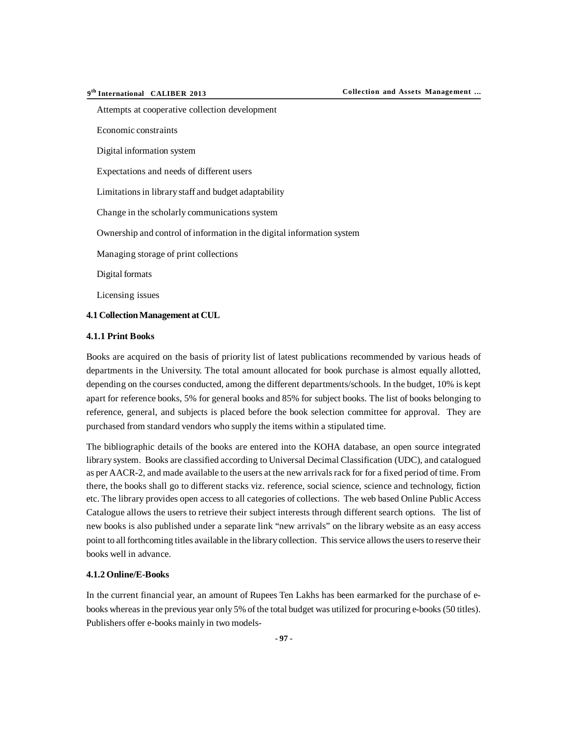Attempts at cooperative collection development

Economic constraints

Digital information system

Expectations and needs of different users

Limitations in library staff and budget adaptability

Change in the scholarly communications system

Ownership and control of information in the digital information system

Managing storage of print collections

Digital formats

Licensing issues

### 4.1 Collection Management at CUL

#### 4.1.1 Print Books

Books are acquired on the basis of priority list of latest publications recommended by various heads of departments in the University. The total amount allocated for book purchase is almost equally allotted, depending on the courses conducted, among the different departments/schools. In the budget, 10% is kept apart for reference books, 5% for general books and 85% for subject books. The list of books belonging to reference, general, and subjects is placed before the book selection committee for approval. They are purchased from standard vendors who supply the items within a stipulated time.

The bibliographic details of the books are entered into the KOHA database, an open source integrated library system. Books are classified according to Universal Decimal Classification (UDC), and catalogued as per AACR-2, and made available to the users at the new arrivals rack for for a fixed period of time. From there, the books shall go to different stacks viz. reference, social science, science and technology, fiction etc. The library provides open access to all categories of collections. The web based Online Public Access Catalogue allows the users to retrieve their subject interests through different search options. The list of new books is also published under a separate link "new arrivals" on the library website as an easy access point to all forthcoming titles available in the library collection. This service allows the users to reserve their books well in advance.

#### 4.1.2 Online/E-Books

In the current financial year, an amount of Rupees Ten Lakhs has been earmarked for the purchase of e-books whereas in the previous year only 5% of the total budget was utilized for procuring e-books (50 titles). Publishers offer e-books mainly in two models-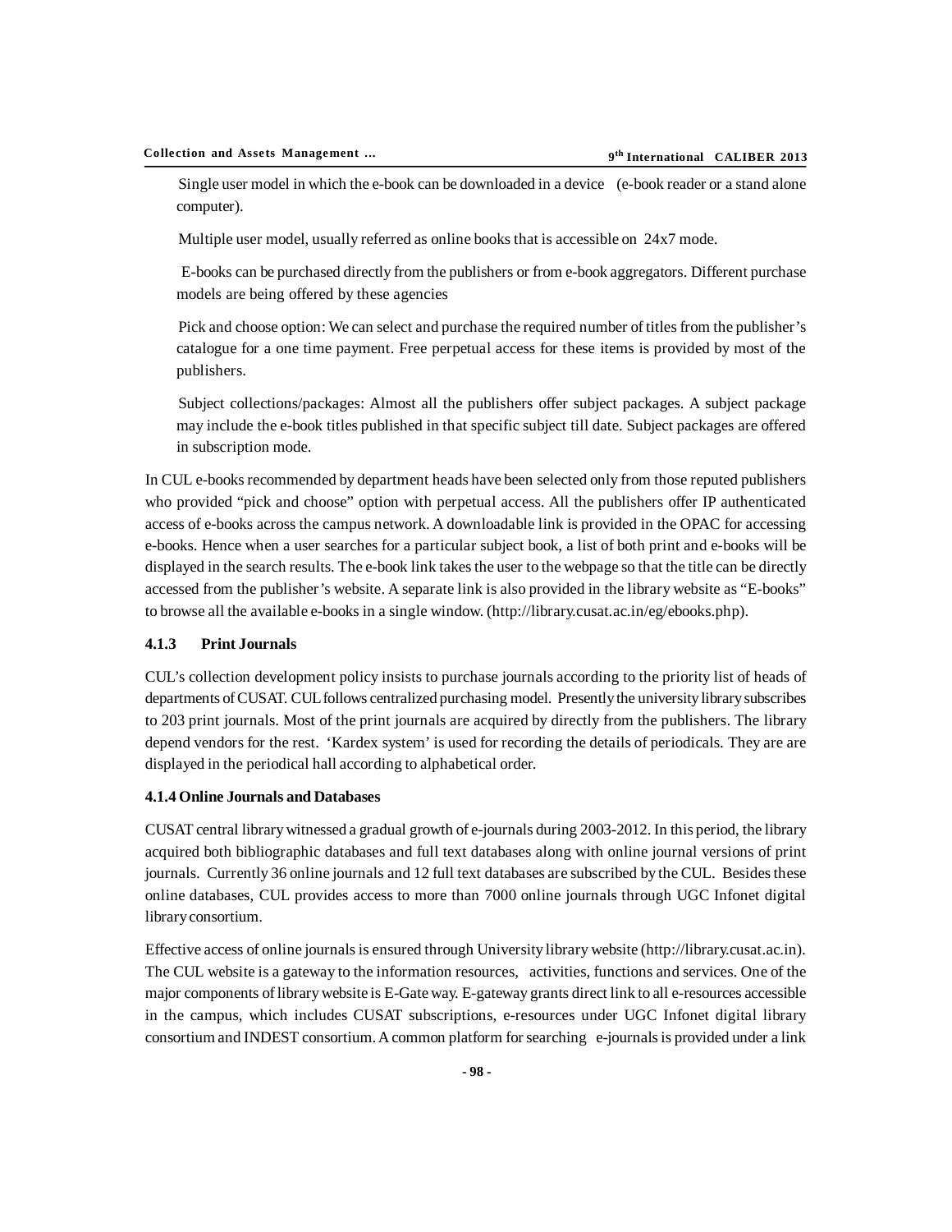Single user model in which the e-book can be downloaded in a device (e-book reader or a stand alone computer).

Multiple user model, usually referred as online books that is accessible on 24x7 mode.

E-books can be purchased directly from the publishers or from e-book aggregators. Different purchase models are being offered by these agencies

Pick and choose option: We can select and purchase the required number of titles from the publisher's catalogue for a one time payment. Free perpetual access for these items is provided by most of the publishers.

Subject collections/packages: Almost all the publishers offer subject packages. A subject package may include the e-book titles published in that specific subject till date. Subject packages are offered in subscription mode.

In CUL e-books recommended by department heads have been selected only from those reputed publishers who provided "pick and choose" option with perpetual access. All the publishers offer IP authenticated access of e-books across the campus network. A downloadable link is provided in the OPAC for accessing e-books. Hence when a user searches for a particular subject book, a list of both print and e-books will be displayed in the search results. The e-book link takes the user to the webpage so that the title can be directly accessed from the publisher's website. A separate link is also provided in the library website as "E-books" to browse all the available e-books in a single window. (http://library.cusat.ac.in/eg/ebooks.php).

#### 4.1.3 Print Journals

CUL's collection development policy insists to purchase journals according to the priority list of heads of departments of CUSAT. CUL follows centralized purchasing model. Presently the university library subscribes to 203 print journals. Most of the print journals are acquired by directly from the publishers. The library depend vendors for the rest. 'Kardex system' is used for recording the details of periodicals. They are are displayed in the periodical hall according to alphabetical order.

#### 4.1.4 Online Journals and Databases

CUSAT central library witnessed a gradual growth of e-journals during 2003-2012. In this period, the library acquired both bibliographic databases and full text databases along with online journal versions of print journals. Currently 36 online journals and 12 full text databases are subscribed by the CUL. Besides these online databases, CUL provides access to more than 7000 online journals through UGC Infonet digital library consortium.

Effective access of online journals is ensured through University library website (http://library.cusat.ac.in). The CUL website is a gateway to the information resources, activities, functions and services. One of the major components of library website is E-Gate way. E-gateway grants direct link to all e-resources accessible in the campus, which includes CUSAT subscriptions, e-resources under UGC Infonet digital library consortium and INDEST consortium. A common platform for searching e-journals is provided under a link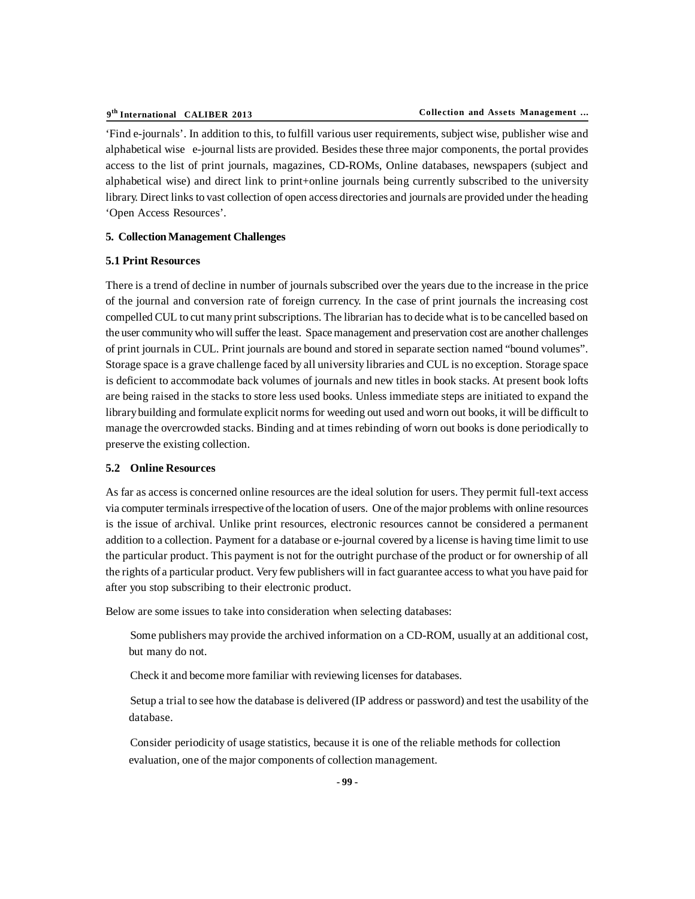'Find e-journals'. In addition to this, to fulfill various user requirements, subject wise, publisher wise and alphabetical wise  e-journal lists are provided. Besides these three major components, the portal provides access to the list of print journals, magazines, CD-ROMs, Online databases, newspapers (subject and alphabetical wise) and direct link to print+online journals being currently subscribed to the university library. Direct links to vast collection of open access directories and journals are provided under the heading 'Open Access Resources'.

## 5. Collection Management Challenges

### 5.1 Print Resources

There is a trend of decline in number of journals subscribed over the years due to the increase in the price of the journal and conversion rate of foreign currency. In the case of print journals the increasing cost compelled CUL to cut many print subscriptions. The librarian has to decide what is to be cancelled based on the user community who will suffer the least. Space management and preservation cost are another challenges of print journals in CUL. Print journals are bound and stored in separate section named "bound volumes". Storage space is a grave challenge faced by all university libraries and CUL is no exception. Storage space is deficient to accommodate back volumes of journals and new titles in book stacks. At present book lofts are being raised in the stacks to store less used books. Unless immediate steps are initiated to expand the library building and formulate explicit norms for weeding out used and worn out books, it will be difficult to manage the overcrowded stacks. Binding and at times rebinding of worn out books is done periodically to preserve the existing collection.

### 5.2 Online Resources

As far as access is concerned online resources are the ideal solution for users. They permit full-text access via computer terminals irrespective of the location of users. One of the major problems with online resources is the issue of archival. Unlike print resources, electronic resources cannot be considered a permanent addition to a collection. Payment for a database or e-journal covered by a license is having time limit to use the particular product. This payment is not for the outright purchase of the product or for ownership of all the rights of a particular product. Very few publishers will in fact guarantee access to what you have paid for after you stop subscribing to their electronic product.

Below are some issues to take into consideration when selecting databases:

- Some publishers may provide the archived information on a CD-ROM, usually at an additional cost, but many do not.
- Check it and become more familiar with reviewing licenses for databases.
- Setup a trial to see how the database is delivered (IP address or password) and test the usability of the database.
- Consider periodicity of usage statistics, because it is one of the reliable methods for collection evaluation, one of the major components of collection management.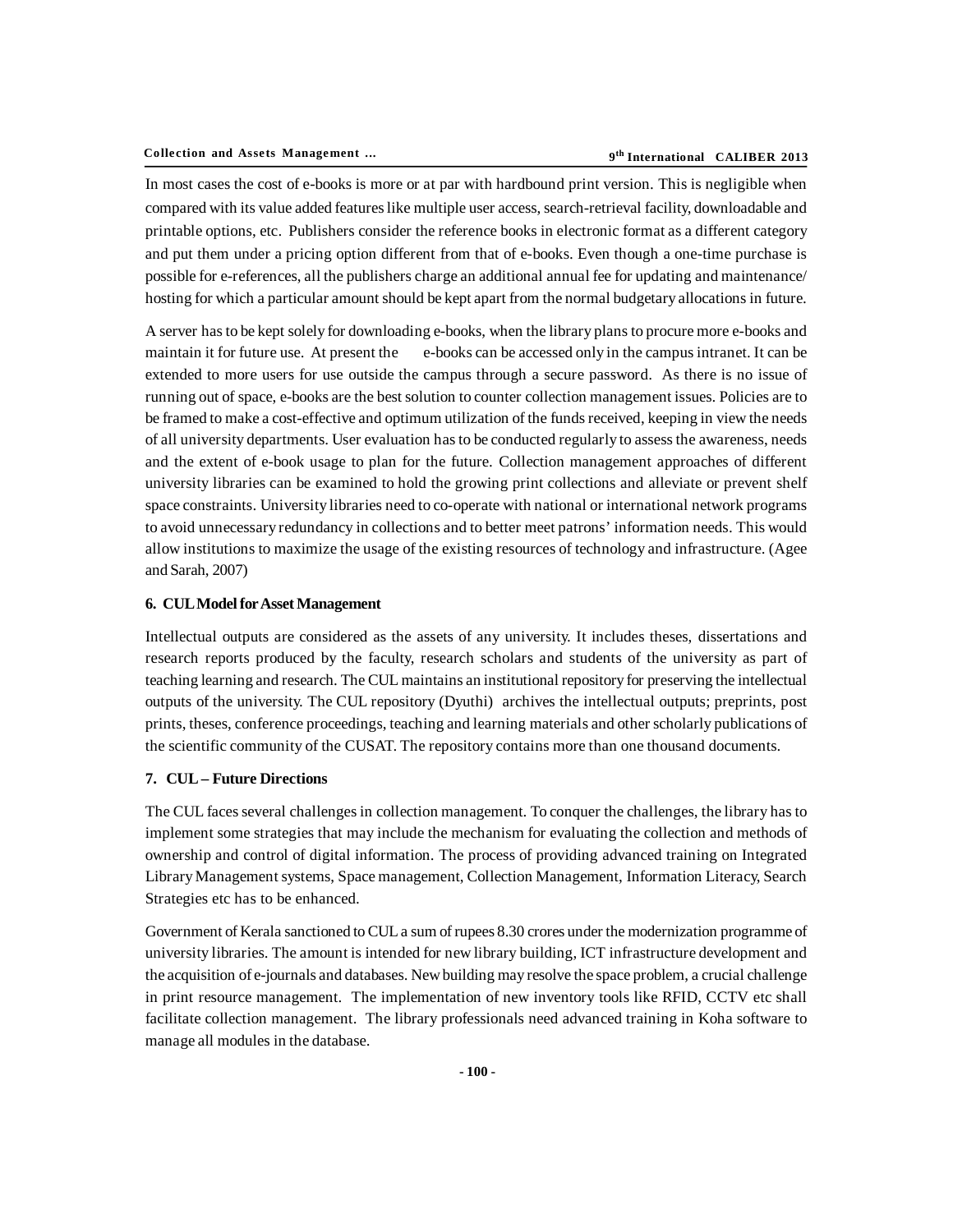In most cases the cost of e-books is more or at par with hardbound print version. This is negligible when compared with its value added features like multiple user access, search-retrieval facility, downloadable and printable options, etc. Publishers consider the reference books in electronic format as a different category and put them under a pricing option different from that of e-books. Even though a one-time purchase is possible for e-references, all the publishers charge an additional annual fee for updating and maintenance/ hosting for which a particular amount should be kept apart from the normal budgetary allocations in future.

A server has to be kept solely for downloading e-books, when the library plans to procure more e-books and maintain it for future use. At present the e-books can be accessed only in the campus intranet. It can be extended to more users for use outside the campus through a secure password. As there is no issue of running out of space, e-books are the best solution to counter collection management issues. Policies are to be framed to make a cost-effective and optimum utilization of the funds received, keeping in view the needs of all university departments. User evaluation has to be conducted regularly to assess the awareness, needs and the extent of e-book usage to plan for the future. Collection management approaches of different university libraries can be examined to hold the growing print collections and alleviate or prevent shelf space constraints. University libraries need to co-operate with national or international network programs to avoid unnecessary redundancy in collections and to better meet patrons' information needs. This would allow institutions to maximize the usage of the existing resources of technology and infrastructure. (Agee and Sarah, 2007)

### 6. CUL Model for Asset Management

Intellectual outputs are considered as the assets of any university. It includes theses, dissertations and research reports produced by the faculty, research scholars and students of the university as part of teaching learning and research. The CUL maintains an institutional repository for preserving the intellectual outputs of the university. The CUL repository (Dyuthi) archives the intellectual outputs; preprints, post prints, theses, conference proceedings, teaching and learning materials and other scholarly publications of the scientific community of the CUSAT. The repository contains more than one thousand documents.

### 7. CUL – Future Directions

The CUL faces several challenges in collection management. To conquer the challenges, the library has to implement some strategies that may include the mechanism for evaluating the collection and methods of ownership and control of digital information. The process of providing advanced training on Integrated Library Management systems, Space management, Collection Management, Information Literacy, Search Strategies etc has to be enhanced.

Government of Kerala sanctioned to CUL a sum of rupees 8.30 crores under the modernization programme of university libraries. The amount is intended for new library building, ICT infrastructure development and the acquisition of e-journals and databases. New building may resolve the space problem, a crucial challenge in print resource management. The implementation of new inventory tools like RFID, CCTV etc shall facilitate collection management. The library professionals need advanced training in Koha software to manage all modules in the database.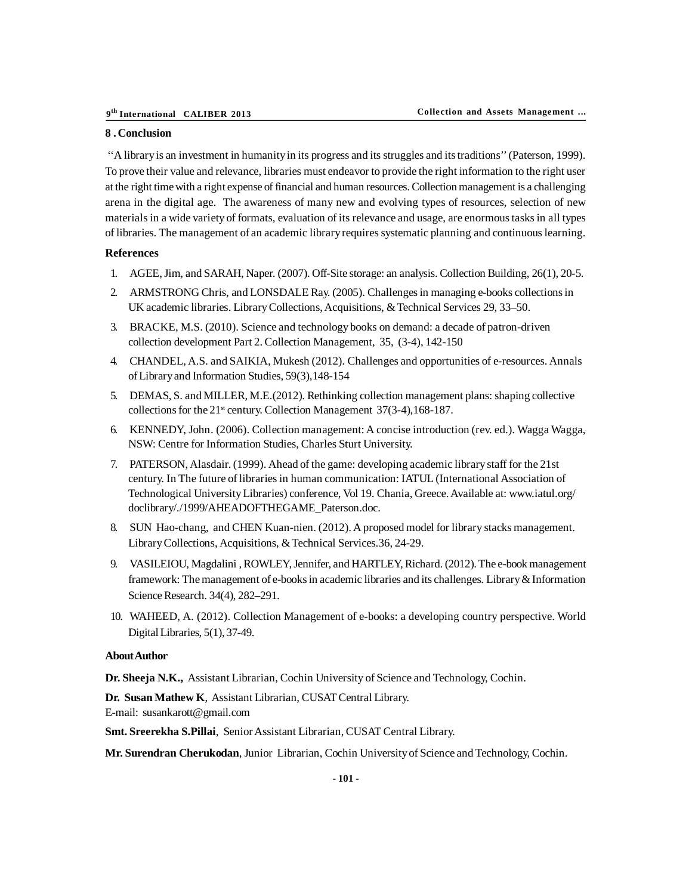## 8 . Conclusion

''A library is an investment in humanity in its progress and its struggles and its traditions'' (Paterson, 1999). To prove their value and relevance, libraries must endeavor to provide the right information to the right user at the right time with a right expense of financial and human resources. Collection management is a challenging arena in the digital age. The awareness of many new and evolving types of resources, selection of new materials in a wide variety of formats, evaluation of its relevance and usage, are enormous tasks in all types of libraries. The management of an academic library requires systematic planning and continuous learning.

## References

1. AGEE, Jim, and SARAH, Naper. (2007). Off-Site storage: an analysis. Collection Building, 26(1), 20-5.
2. ARMSTRONG Chris, and LONSDALE Ray. (2005). Challenges in managing e-books collections in UK academic libraries. Library Collections, Acquisitions, & Technical Services 29, 33–50.
3. BRACKE, M.S. (2010). Science and technology books on demand: a decade of patron-driven collection development Part 2. Collection Management, 35, (3-4), 142-150
4. CHANDEL, A.S. and SAIKIA, Mukesh (2012). Challenges and opportunities of e-resources. Annals of Library and Information Studies, 59(3),148-154
5. DEMAS, S. and MILLER, M.E.(2012). Rethinking collection management plans: shaping collective collections for the 21st century. Collection Management 37(3-4),168-187.
6. KENNEDY, John. (2006). Collection management: A concise introduction (rev. ed.). Wagga Wagga, NSW: Centre for Information Studies, Charles Sturt University.
7. PATERSON, Alasdair. (1999). Ahead of the game: developing academic library staff for the 21st century. In The future of libraries in human communication: IATUL (International Association of Technological University Libraries) conference, Vol 19. Chania, Greece. Available at: www.iatul.org/doclibrary/./1999/AHEADOFTHEGAME_Paterson.doc.
8. SUN Hao-chang, and CHEN Kuan-nien. (2012). A proposed model for library stacks management. Library Collections, Acquisitions, & Technical Services.36, 24-29.
9. VASILEIOU, Magdalini , ROWLEY, Jennifer, and HARTLEY, Richard. (2012). The e-book management framework: The management of e-books in academic libraries and its challenges. Library & Information Science Research. 34(4), 282–291.
10. WAHEED, A. (2012). Collection Management of e-books: a developing country perspective. World Digital Libraries, 5(1), 37-49.

## About Author

**Dr. Sheeja N.K.,** Assistant Librarian, Cochin University of Science and Technology, Cochin.

**Dr. Susan Mathew K**, Assistant Librarian, CUSAT Central Library.
E-mail: susankarott@gmail.com

**Smt. Sreerekha S.Pillai**, Senior Assistant Librarian, CUSAT Central Library.

**Mr. Surendran Cherukodan**, Junior Librarian, Cochin University of Science and Technology, Cochin.